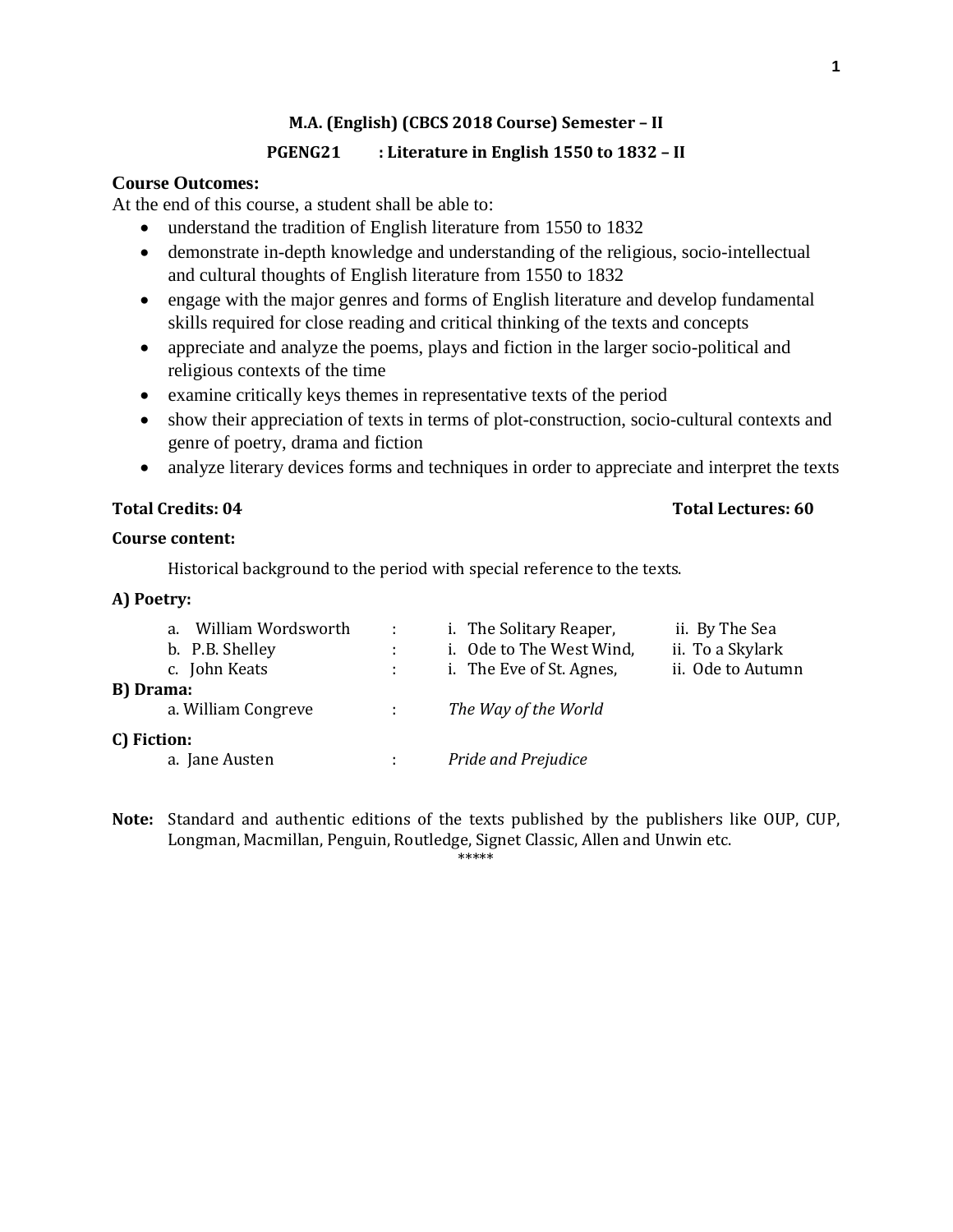## M.A. (English) (CBCS 2018 Course) Semester – II

### PGENG21 : Literature in English 1550 to 1832 – II

**Course Outcomes:**

At the end of this course, a student shall be able to:

- understand the tradition of English literature from 1550 to 1832
- demonstrate in-depth knowledge and understanding of the religious, socio-intellectual and cultural thoughts of English literature from 1550 to 1832
- engage with the major genres and forms of English literature and develop fundamental skills required for close reading and critical thinking of the texts and concepts
- appreciate and analyze the poems, plays and fiction in the larger socio-political and religious contexts of the time
- examine critically keys themes in representative texts of the period
- show their appreciation of texts in terms of plot-construction, socio-cultural contexts and genre of poetry, drama and fiction
- analyze literary devices forms and techniques in order to appreciate and interpret the texts

**Total Credits: 04** **Total Lectures: 60**

**Course content:**

Historical background to the period with special reference to the texts.

**A) Poetry:**

a. William Wordsworth : i. The Solitary Reaper, ii. By The Sea

b. P.B. Shelley : i. Ode to The West Wind, ii. To a Skylark

c. John Keats : i. The Eve of St. Agnes, ii. Ode to Autumn

**B) Drama:**

a. William Congreve : *The Way of the World*

**C) Fiction:**

a. Jane Austen : *Pride and Prejudice*

**Note:** Standard and authentic editions of the texts published by the publishers like OUP, CUP, Longman, Macmillan, Penguin, Routledge, Signet Classic, Allen and Unwin etc.

*****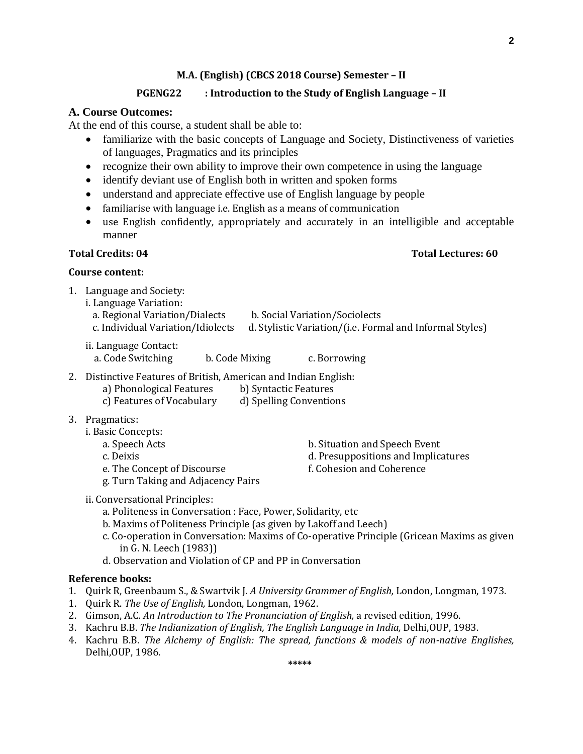**M.A. (English) (CBCS 2018 Course) Semester – II**

**PGENG22 : Introduction to the Study of English Language – II**

### A. Course Outcomes:

At the end of this course, a student shall be able to:

- familiarize with the basic concepts of Language and Society, Distinctiveness of varieties of languages, Pragmatics and its principles
- recognize their own ability to improve their own competence in using the language
- identify deviant use of English both in written and spoken forms
- understand and appreciate effective use of English language by people
- familiarise with language i.e. English as a means of communication
- use English confidently, appropriately and accurately in an intelligible and acceptable manner

**Total Credits: 04** **Total Lectures: 60**

**Course content:**

1. Language and Society:
   i. Language Variation:
      a. Regional Variation/Dialects
      b. Social Variation/Sociolects
      c. Individual Variation/Idiolects
      d. Stylistic Variation/(i.e. Formal and Informal Styles)

   ii. Language Contact:
      a. Code Switching
      b. Code Mixing
      c. Borrowing

2. Distinctive Features of British, American and Indian English:
   a) Phonological Features
   b) Syntactic Features
   c) Features of Vocabulary
   d) Spelling Conventions

3. Pragmatics:
   i. Basic Concepts:
      a. Speech Acts
      b. Situation and Speech Event
      c. Deixis
      d. Presuppositions and Implicatures
      e. The Concept of Discourse
      f. Cohesion and Coherence
      g. Turn Taking and Adjacency Pairs

   ii. Conversational Principles:
      a. Politeness in Conversation : Face, Power, Solidarity, etc
      b. Maxims of Politeness Principle (as given by Lakoff and Leech)
      c. Co-operation in Conversation: Maxims of Co-operative Principle (Gricean Maxims as given in G. N. Leech (1983))
      d. Observation and Violation of CP and PP in Conversation

**Reference books:**

1. Quirk R, Greenbaum S., & Swartvik J. *A University Grammer of English,* London, Longman, 1973.
1. Quirk R. *The Use of English,* London, Longman, 1962.
2. Gimson, A.C. *An Introduction to The Pronunciation of English,* a revised edition, 1996.
3. Kachru B.B. *The Indianization of English, The English Language in India,* Delhi,OUP, 1983.
4. Kachru B.B. *The Alchemy of English: The spread, functions & models of non-native Englishes,* Delhi,OUP, 1986.

\*\*\*\*\*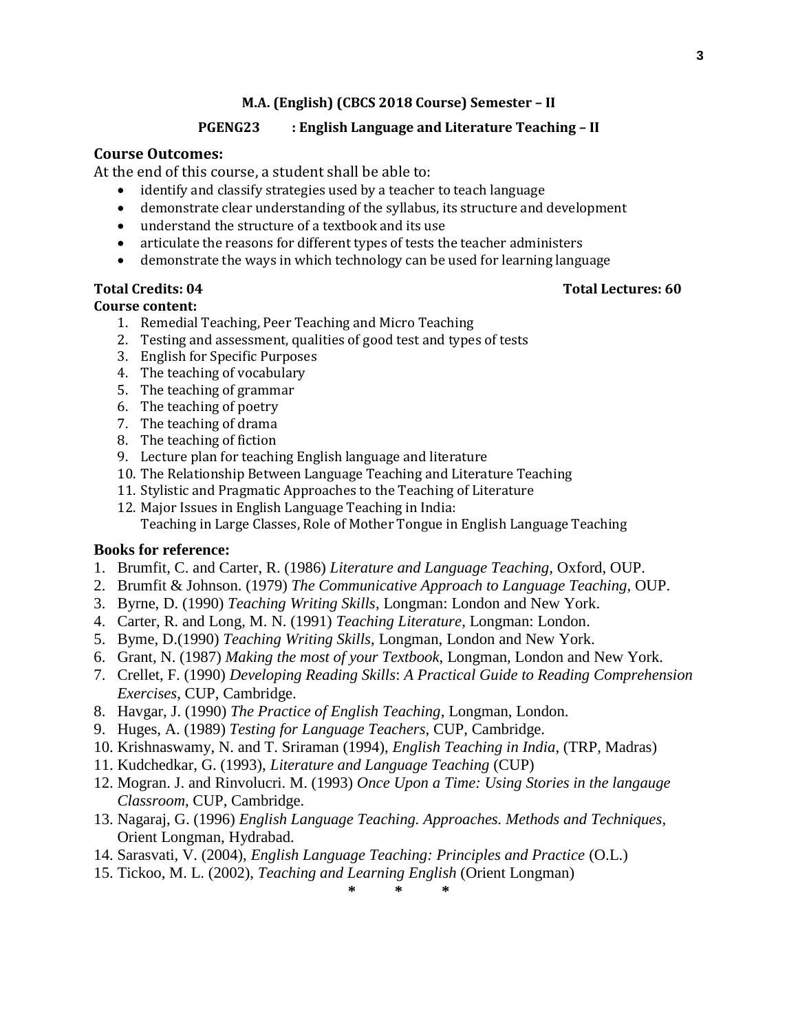**M.A. (English) (CBCS 2018 Course) Semester – II**

**PGENG23 : English Language and Literature Teaching – II**

## Course Outcomes:

At the end of this course, a student shall be able to:

- identify and classify strategies used by a teacher to teach language
- demonstrate clear understanding of the syllabus, its structure and development
- understand the structure of a textbook and its use
- articulate the reasons for different types of tests the teacher administers
- demonstrate the ways in which technology can be used for learning language

**Total Credits: 04** **Total Lectures: 60**

**Course content:**

1. Remedial Teaching, Peer Teaching and Micro Teaching
2. Testing and assessment, qualities of good test and types of tests
3. English for Specific Purposes
4. The teaching of vocabulary
5. The teaching of grammar
6. The teaching of poetry
7. The teaching of drama
8. The teaching of fiction
9. Lecture plan for teaching English language and literature
10. The Relationship Between Language Teaching and Literature Teaching
11. Stylistic and Pragmatic Approaches to the Teaching of Literature
12. Major Issues in English Language Teaching in India:
    Teaching in Large Classes, Role of Mother Tongue in English Language Teaching

**Books for reference:**

1. Brumfit, C. and Carter, R. (1986) *Literature and Language Teaching*, Oxford, OUP.
2. Brumfit & Johnson. (1979) *The Communicative Approach to Language Teaching*, OUP.
3. Byrne, D. (1990) *Teaching Writing Skills*, Longman: London and New York.
4. Carter, R. and Long, M. N. (1991) *Teaching Literature*, Longman: London.
5. Byme, D.(1990) *Teaching Writing Skills*, Longman, London and New York.
6. Grant, N. (1987) *Making the most of your Textbook*, Longman, London and New York.
7. Crellet, F. (1990) *Developing Reading Skills*: *A Practical Guide to Reading Comprehension Exercises*, CUP, Cambridge.
8. Havgar, J. (1990) *The Practice of English Teaching*, Longman, London.
9. Huges, A. (1989) *Testing for Language Teachers*, CUP, Cambridge.
10. Krishnaswamy, N. and T. Sriraman (1994), *English Teaching in India*, (TRP, Madras)
11. Kudchedkar, G. (1993), *Literature and Language Teaching* (CUP)
12. Mogran. J. and Rinvolucri. M. (1993) *Once Upon a Time: Using Stories in the langauge Classroom*, CUP, Cambridge.
13. Nagaraj, G. (1996) *English Language Teaching. Approaches. Methods and Techniques*, Orient Longman, Hydrabad.
14. Sarasvati, V. (2004), *English Language Teaching: Principles and Practice* (O.L.)
15. Tickoo, M. L. (2002), *Teaching and Learning English* (Orient Longman)

\* \* \*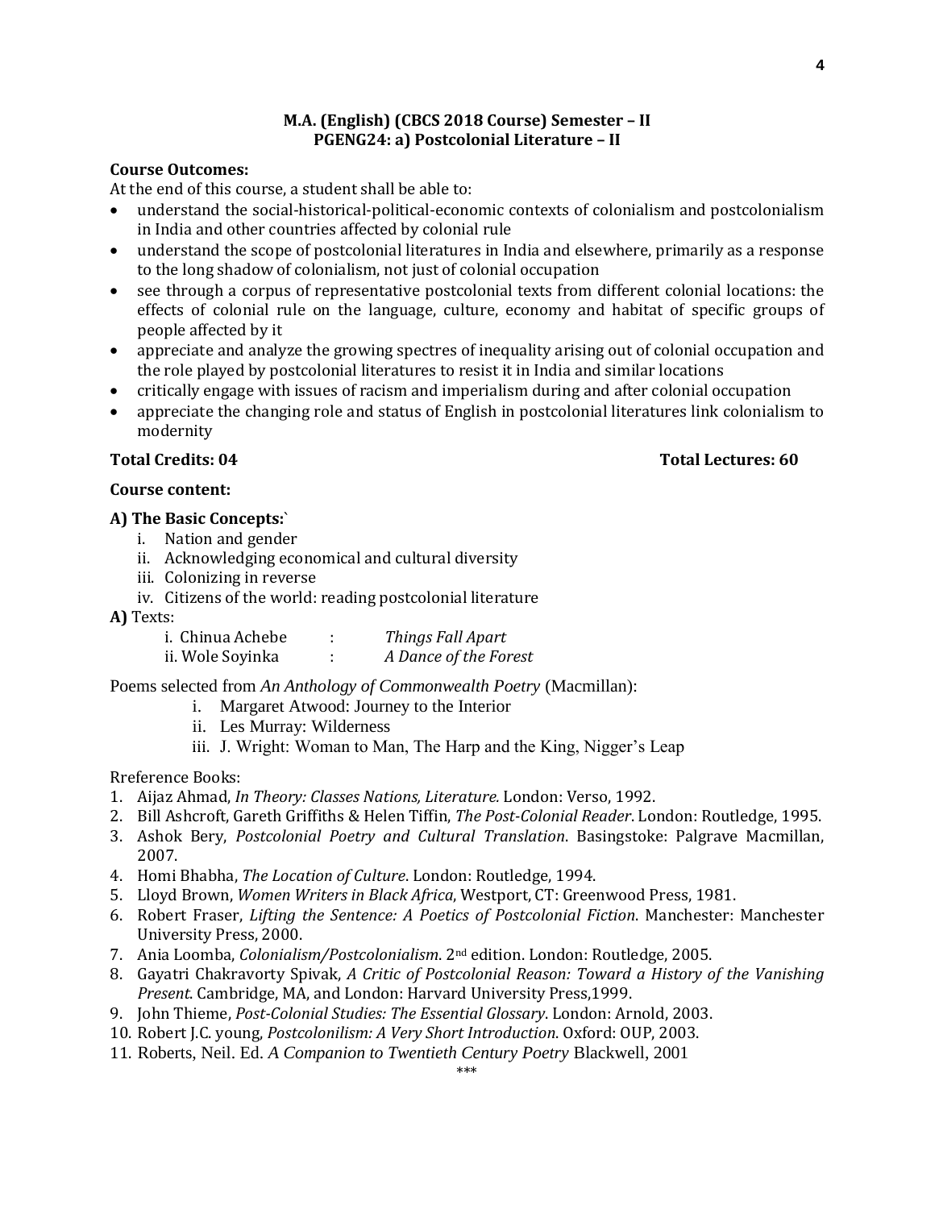**M.A. (English) (CBCS 2018 Course) Semester – II**
**PGENG24: a) Postcolonial Literature – II**

**Course Outcomes:**

At the end of this course, a student shall be able to:

- understand the social-historical-political-economic contexts of colonialism and postcolonialism in India and other countries affected by colonial rule
- understand the scope of postcolonial literatures in India and elsewhere, primarily as a response to the long shadow of colonialism, not just of colonial occupation
- see through a corpus of representative postcolonial texts from different colonial locations: the effects of colonial rule on the language, culture, economy and habitat of specific groups of people affected by it
- appreciate and analyze the growing spectres of inequality arising out of colonial occupation and the role played by postcolonial literatures to resist it in India and similar locations
- critically engage with issues of racism and imperialism during and after colonial occupation
- appreciate the changing role and status of English in postcolonial literatures link colonialism to modernity

**Total Credits: 04** **Total Lectures: 60**

**Course content:**

**A) The Basic Concepts:`**

i. Nation and gender
ii. Acknowledging economical and cultural diversity
iii. Colonizing in reverse
iv. Citizens of the world: reading postcolonial literature

**A)** Texts:

i. Chinua Achebe : *Things Fall Apart*
ii. Wole Soyinka : *A Dance of the Forest*

Poems selected from *An Anthology of Commonwealth Poetry* (Macmillan):

i. Margaret Atwood: Journey to the Interior
ii. Les Murray: Wilderness
iii. J. Wright: Woman to Man, The Harp and the King, Nigger's Leap

Rreference Books:

1. Aijaz Ahmad, *In Theory: Classes Nations, Literature.* London: Verso, 1992.
2. Bill Ashcroft, Gareth Griffiths & Helen Tiffin, *The Post-Colonial Reader*. London: Routledge, 1995.
3. Ashok Bery, *Postcolonial Poetry and Cultural Translation*. Basingstoke: Palgrave Macmillan, 2007.
4. Homi Bhabha, *The Location of Culture*. London: Routledge, 1994.
5. Lloyd Brown, *Women Writers in Black Africa*, Westport, CT: Greenwood Press, 1981.
6. Robert Fraser, *Lifting the Sentence: A Poetics of Postcolonial Fiction*. Manchester: Manchester University Press, 2000.
7. Ania Loomba, *Colonialism/Postcolonialism*. 2nd edition. London: Routledge, 2005.
8. Gayatri Chakravorty Spivak, *A Critic of Postcolonial Reason: Toward a History of the Vanishing Present*. Cambridge, MA, and London: Harvard University Press,1999.
9. John Thieme, *Post-Colonial Studies: The Essential Glossary*. London: Arnold, 2003.
10. Robert J.C. young, *Postcolonilism: A Very Short Introduction*. Oxford: OUP, 2003.
11. Roberts, Neil. Ed. *A Companion to Twentieth Century Poetry* Blackwell, 2001

\*\*\*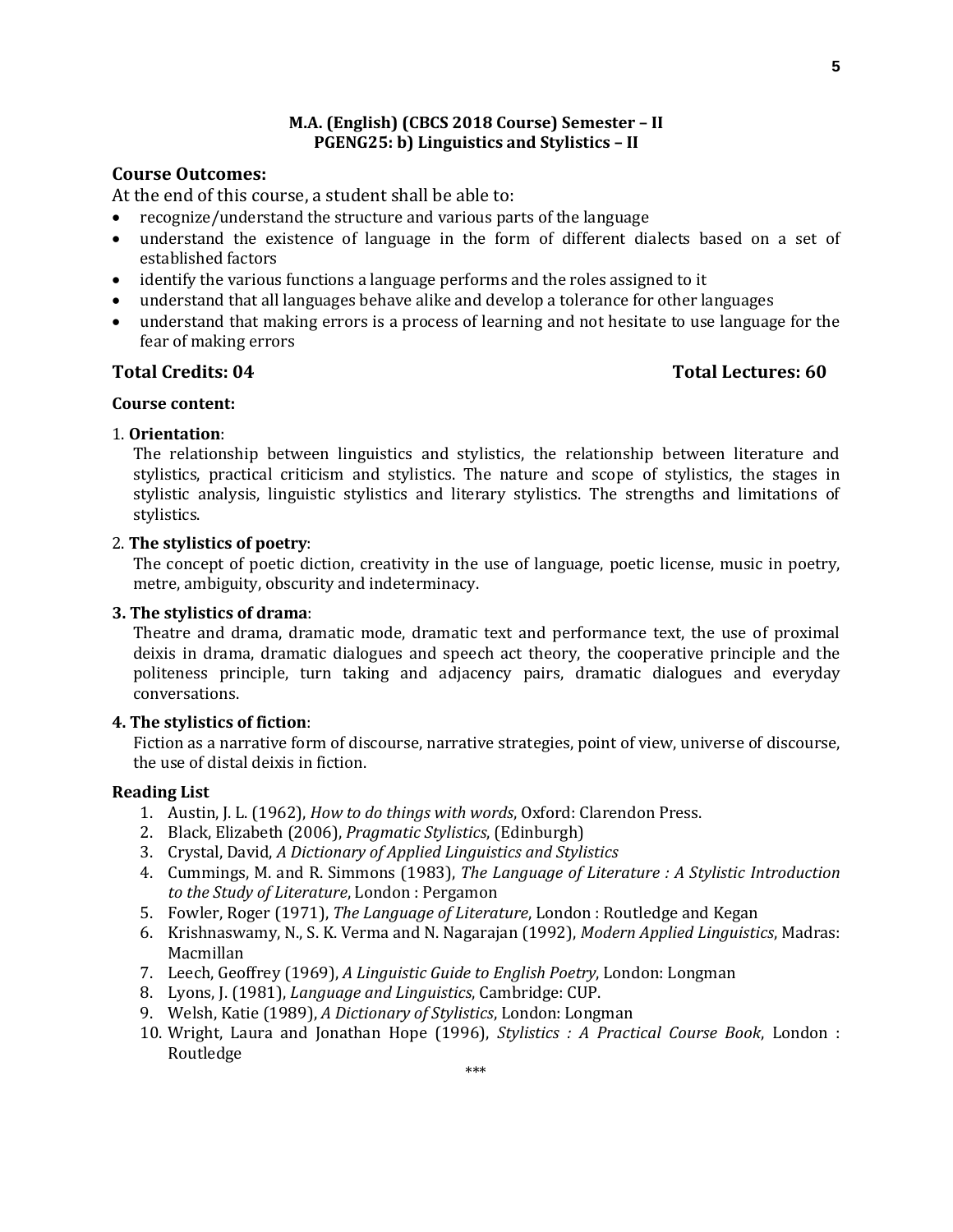## M.A. (English) (CBCS 2018 Course) Semester – II
## PGENG25: b) Linguistics and Stylistics – II

### Course Outcomes:

At the end of this course, a student shall be able to:

- recognize/understand the structure and various parts of the language
- understand the existence of language in the form of different dialects based on a set of established factors
- identify the various functions a language performs and the roles assigned to it
- understand that all languages behave alike and develop a tolerance for other languages
- understand that making errors is a process of learning and not hesitate to use language for the fear of making errors

**Total Credits: 04** **Total Lectures: 60**

**Course content:**

1. **Orientation**:
   The relationship between linguistics and stylistics, the relationship between literature and stylistics, practical criticism and stylistics. The nature and scope of stylistics, the stages in stylistic analysis, linguistic stylistics and literary stylistics. The strengths and limitations of stylistics.

2. **The stylistics of poetry**:
   The concept of poetic diction, creativity in the use of language, poetic license, music in poetry, metre, ambiguity, obscurity and indeterminacy.

3. **The stylistics of drama**:
   Theatre and drama, dramatic mode, dramatic text and performance text, the use of proximal deixis in drama, dramatic dialogues and speech act theory, the cooperative principle and the politeness principle, turn taking and adjacency pairs, dramatic dialogues and everyday conversations.

4. **The stylistics of fiction**:
   Fiction as a narrative form of discourse, narrative strategies, point of view, universe of discourse, the use of distal deixis in fiction.

**Reading List**

1. Austin, J. L. (1962), *How to do things with words*, Oxford: Clarendon Press.
2. Black, Elizabeth (2006), *Pragmatic Stylistics*, (Edinburgh)
3. Crystal, David, *A Dictionary of Applied Linguistics and Stylistics*
4. Cummings, M. and R. Simmons (1983), *The Language of Literature : A Stylistic Introduction to the Study of Literature*, London : Pergamon
5. Fowler, Roger (1971), *The Language of Literature*, London : Routledge and Kegan
6. Krishnaswamy, N., S. K. Verma and N. Nagarajan (1992), *Modern Applied Linguistics*, Madras: Macmillan
7. Leech, Geoffrey (1969), *A Linguistic Guide to English Poetry*, London: Longman
8. Lyons, J. (1981), *Language and Linguistics*, Cambridge: CUP.
9. Welsh, Katie (1989), *A Dictionary of Stylistics*, London: Longman
10. Wright, Laura and Jonathan Hope (1996), *Stylistics : A Practical Course Book*, London : Routledge

***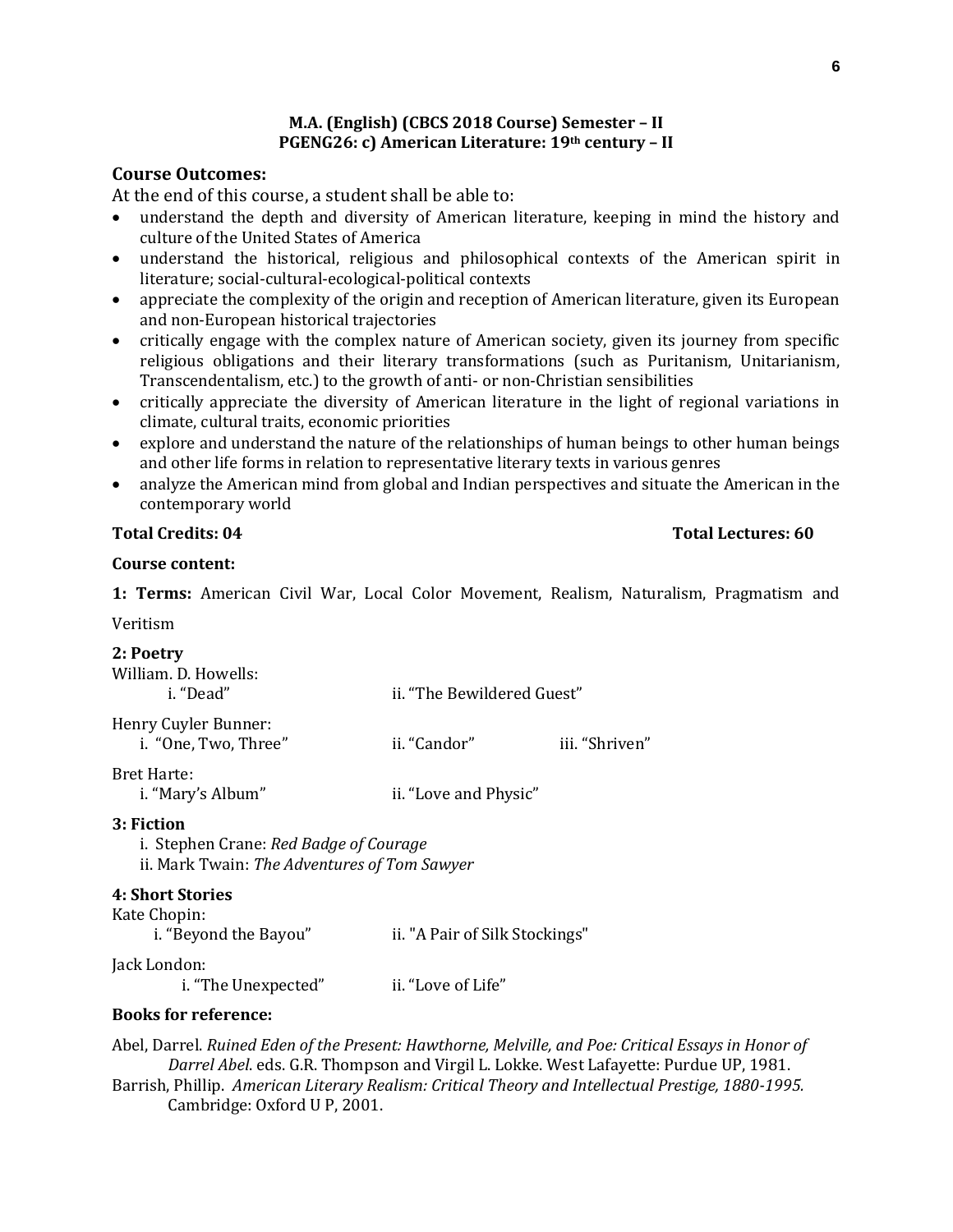**M.A. (English) (CBCS 2018 Course) Semester – II**
**PGENG26: c) American Literature: 19th century – II**

## Course Outcomes:

At the end of this course, a student shall be able to:

- understand the depth and diversity of American literature, keeping in mind the history and culture of the United States of America
- understand the historical, religious and philosophical contexts of the American spirit in literature; social-cultural-ecological-political contexts
- appreciate the complexity of the origin and reception of American literature, given its European and non-European historical trajectories
- critically engage with the complex nature of American society, given its journey from specific religious obligations and their literary transformations (such as Puritanism, Unitarianism, Transcendentalism, etc.) to the growth of anti- or non-Christian sensibilities
- critically appreciate the diversity of American literature in the light of regional variations in climate, cultural traits, economic priorities
- explore and understand the nature of the relationships of human beings to other human beings and other life forms in relation to representative literary texts in various genres
- analyze the American mind from global and Indian perspectives and situate the American in the contemporary world

**Total Credits: 04** **Total Lectures: 60**

**Course content:**

**1: Terms:** American Civil War, Local Color Movement, Realism, Naturalism, Pragmatism and Veritism

**2: Poetry**

William. D. Howells:
i. "Dead" ii. "The Bewildered Guest"

Henry Cuyler Bunner:
i. "One, Two, Three" ii. "Candor" iii. "Shriven"

Bret Harte:
i. "Mary's Album" ii. "Love and Physic"

**3: Fiction**

i. Stephen Crane: *Red Badge of Courage*
ii. Mark Twain: *The Adventures of Tom Sawyer*

**4: Short Stories**

Kate Chopin:
i. "Beyond the Bayou" ii. "A Pair of Silk Stockings"

Jack London:
i. "The Unexpected" ii. "Love of Life"

**Books for reference:**

Abel, Darrel. *Ruined Eden of the Present: Hawthorne, Melville, and Poe: Critical Essays in Honor of Darrel Abel*. eds. G.R. Thompson and Virgil L. Lokke. West Lafayette: Purdue UP, 1981.

Barrish, Phillip. *American Literary Realism: Critical Theory and Intellectual Prestige, 1880-1995.* Cambridge: Oxford U P, 2001.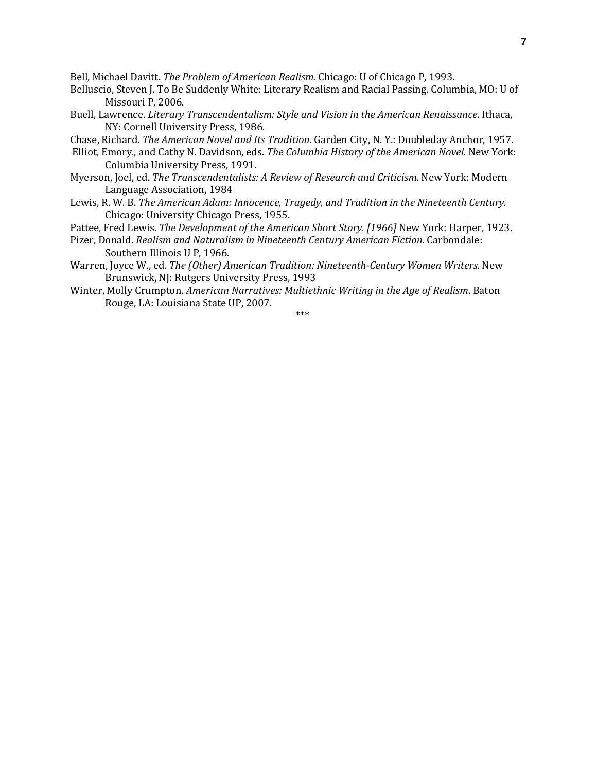Bell, Michael Davitt. *The Problem of American Realism.* Chicago: U of Chicago P, 1993.

Belluscio, Steven J. To Be Suddenly White: Literary Realism and Racial Passing. Columbia, MO: U of Missouri P, 2006.

Buell, Lawrence. *Literary Transcendentalism: Style and Vision in the American Renaissance.* Ithaca, NY: Cornell University Press, 1986.

Chase, Richard. *The American Novel and Its Tradition.* Garden City, N. Y.: Doubleday Anchor, 1957.

Elliot, Emory., and Cathy N. Davidson, eds. *The Columbia History of the American Novel.* New York: Columbia University Press, 1991.

Myerson, Joel, ed. *The Transcendentalists: A Review of Research and Criticism.* New York: Modern Language Association, 1984

Lewis, R. W. B. *The American Adam: Innocence, Tragedy, and Tradition in the Nineteenth Century.* Chicago: University Chicago Press, 1955.

Pattee, Fred Lewis. *The Development of the American Short Story. [1966]* New York: Harper, 1923.

Pizer, Donald. *Realism and Naturalism in Nineteenth Century American Fiction.* Carbondale: Southern Illinois U P, 1966.

Warren, Joyce W., ed. *The (Other) American Tradition: Nineteenth-Century Women Writers.* New Brunswick, NJ: Rutgers University Press, 1993

Winter, Molly Crumpton. *American Narratives: Multiethnic Writing in the Age of Realism*. Baton Rouge, LA: Louisiana State UP, 2007.

***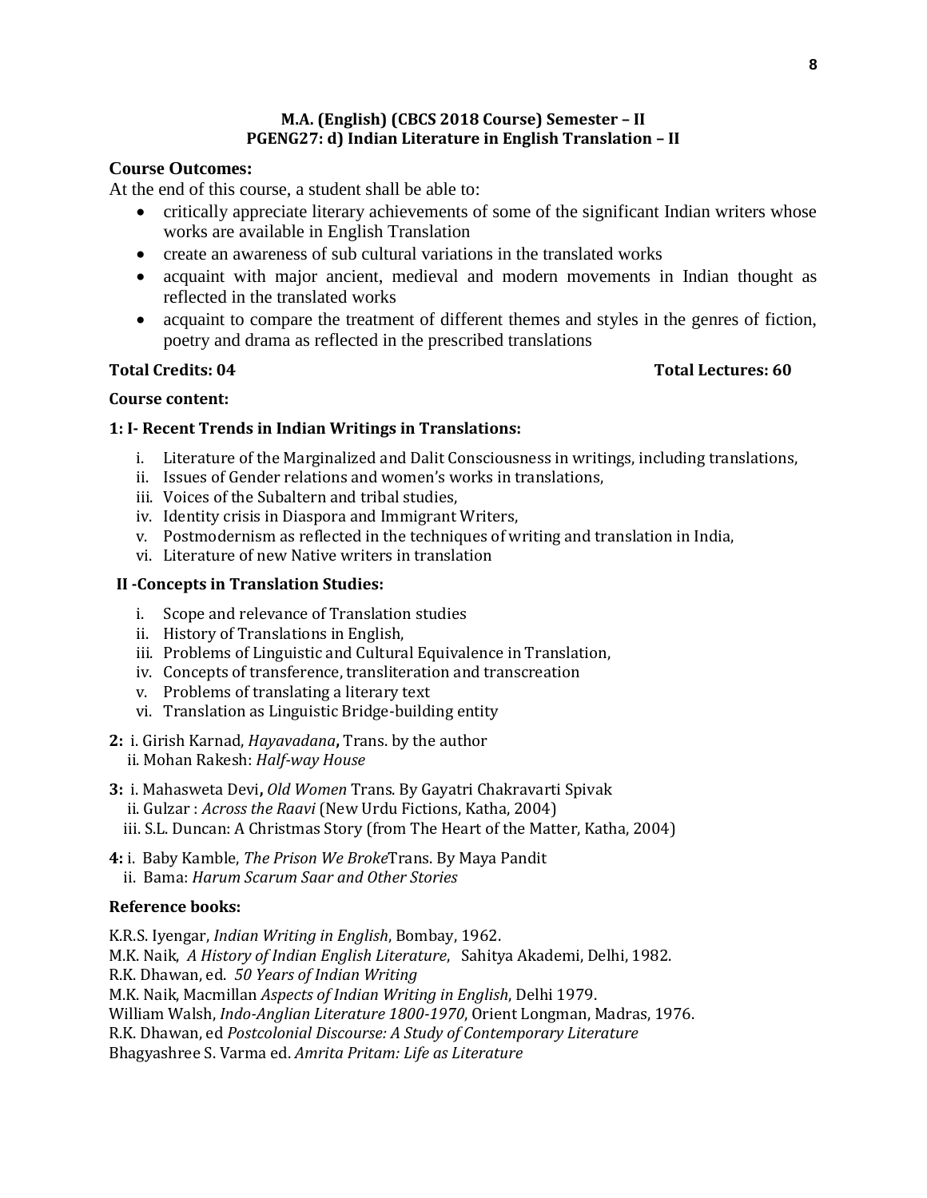**M.A. (English) (CBCS 2018 Course) Semester – II**
**PGENG27: d) Indian Literature in English Translation – II**

## Course Outcomes:

At the end of this course, a student shall be able to:

- critically appreciate literary achievements of some of the significant Indian writers whose works are available in English Translation
- create an awareness of sub cultural variations in the translated works
- acquaint with major ancient, medieval and modern movements in Indian thought as reflected in the translated works
- acquaint to compare the treatment of different themes and styles in the genres of fiction, poetry and drama as reflected in the prescribed translations

**Total Credits: 04** **Total Lectures: 60**

**Course content:**

**1: I- Recent Trends in Indian Writings in Translations:**

i. Literature of the Marginalized and Dalit Consciousness in writings, including translations,
ii. Issues of Gender relations and women's works in translations,
iii. Voices of the Subaltern and tribal studies,
iv. Identity crisis in Diaspora and Immigrant Writers,
v. Postmodernism as reflected in the techniques of writing and translation in India,
vi. Literature of new Native writers in translation

**II -Concepts in Translation Studies:**

i. Scope and relevance of Translation studies
ii. History of Translations in English,
iii. Problems of Linguistic and Cultural Equivalence in Translation,
iv. Concepts of transference, transliteration and transcreation
v. Problems of translating a literary text
vi. Translation as Linguistic Bridge-building entity

**2:** i. Girish Karnad, *Hayavadana***,** Trans. by the author
ii. Mohan Rakesh: *Half-way House*

**3:** i. Mahasweta Devi**,** *Old Women* Trans. By Gayatri Chakravarti Spivak
ii. Gulzar : *Across the Raavi* (New Urdu Fictions, Katha, 2004)
iii. S.L. Duncan: A Christmas Story (from The Heart of the Matter, Katha, 2004)

**4:** i. Baby Kamble, *The Prison We Broke*Trans. By Maya Pandit
ii. Bama: *Harum Scarum Saar and Other Stories*

**Reference books:**

K.R.S. Iyengar, *Indian Writing in English*, Bombay, 1962.
M.K. Naik, *A History of Indian English Literature*, Sahitya Akademi, Delhi, 1982.
R.K. Dhawan, ed. *50 Years of Indian Writing*
M.K. Naik, Macmillan *Aspects of Indian Writing in English*, Delhi 1979.
William Walsh, *Indo-Anglian Literature 1800-1970*, Orient Longman, Madras, 1976.
R.K. Dhawan, ed *Postcolonial Discourse: A Study of Contemporary Literature*
Bhagyashree S. Varma ed. *Amrita Pritam: Life as Literature*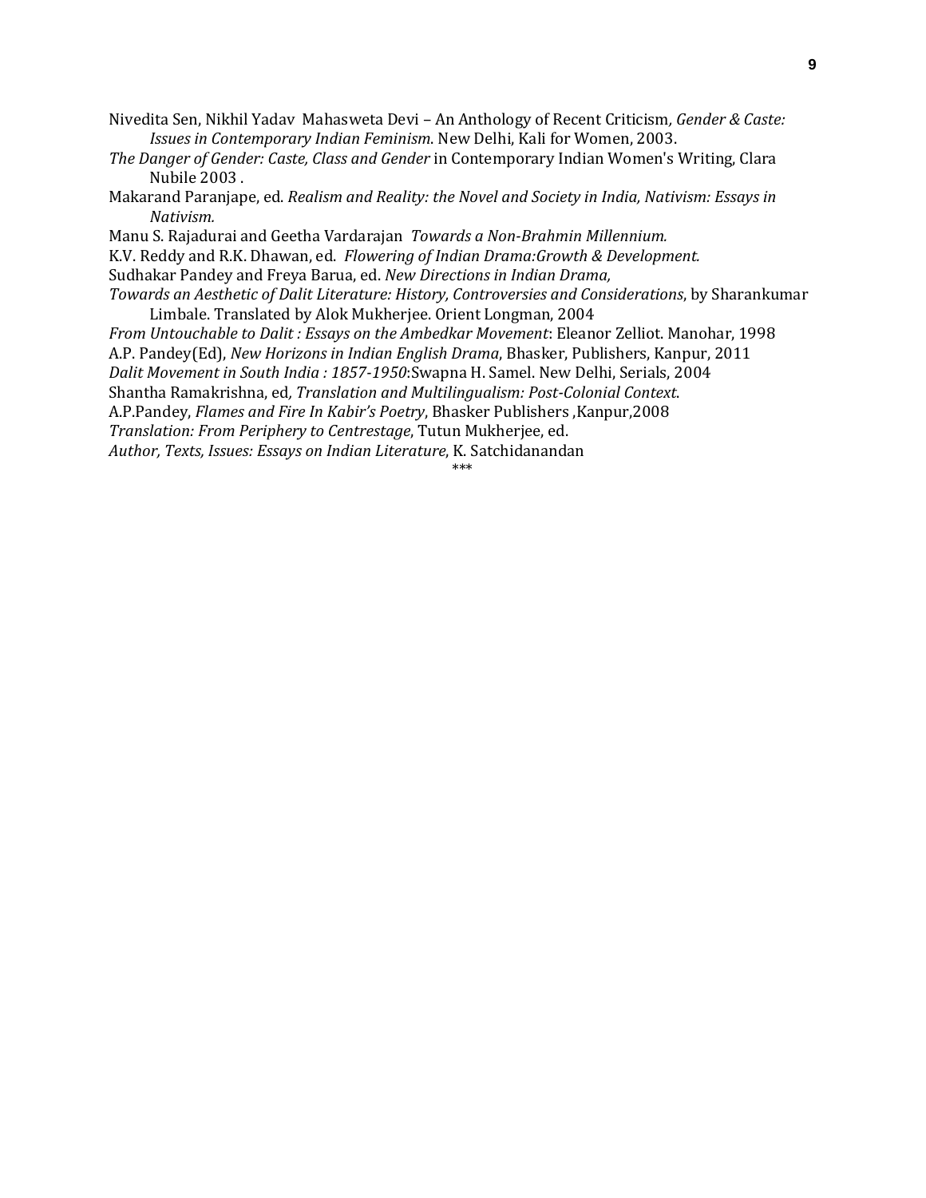Nivedita Sen, Nikhil Yadav Mahasweta Devi – An Anthology of Recent Criticism*, Gender & Caste: Issues in Contemporary Indian Feminism*. New Delhi, Kali for Women, 2003.

*The Danger of Gender: Caste, Class and Gender* in Contemporary Indian Women's Writing, Clara Nubile 2003 .

Makarand Paranjape, ed. *Realism and Reality: the Novel and Society in India, Nativism: Essays in Nativism.*

Manu S. Rajadurai and Geetha Vardarajan *Towards a Non-Brahmin Millennium.*

K.V. Reddy and R.K. Dhawan, ed. *Flowering of Indian Drama:Growth & Development.*

Sudhakar Pandey and Freya Barua, ed. *New Directions in Indian Drama,*

*Towards an Aesthetic of Dalit Literature: History, Controversies and Considerations*, by Sharankumar Limbale. Translated by Alok Mukherjee. Orient Longman, 2004

*From Untouchable to Dalit : Essays on the Ambedkar Movement*: Eleanor Zelliot. Manohar, 1998

A.P. Pandey(Ed), *New Horizons in Indian English Drama*, Bhasker, Publishers, Kanpur, 2011

*Dalit Movement in South India : 1857-1950*:Swapna H. Samel. New Delhi, Serials, 2004

Shantha Ramakrishna, ed*, Translation and Multilingualism: Post-Colonial Context*.

A.P.Pandey, *Flames and Fire In Kabir's Poetry*, Bhasker Publishers ,Kanpur,2008

*Translation: From Periphery to Centrestage*, Tutun Mukherjee, ed.

*Author, Texts, Issues: Essays on Indian Literature*, K. Satchidanandan

***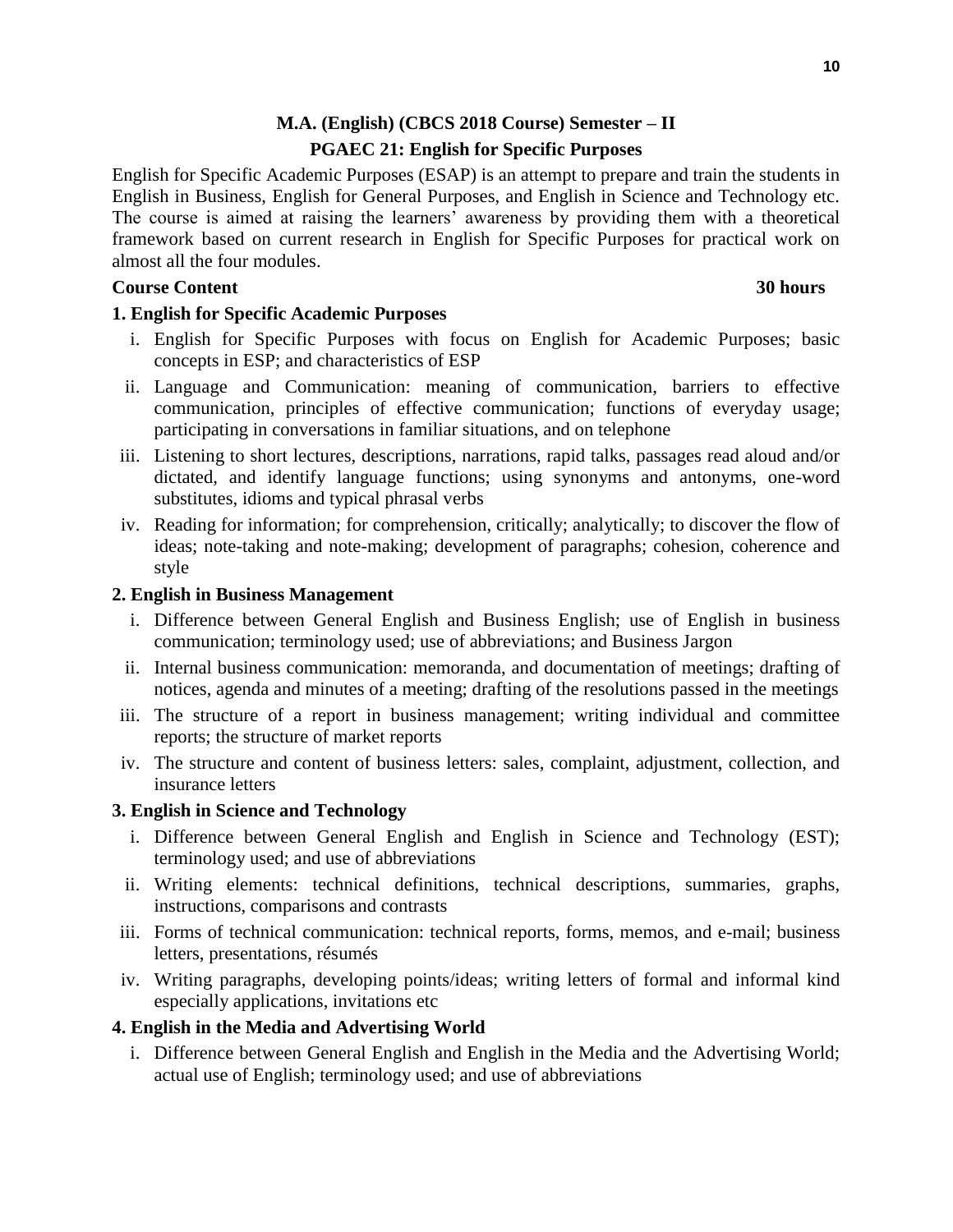## M.A. (English) (CBCS 2018 Course) Semester – II

## PGAEC 21: English for Specific Purposes

English for Specific Academic Purposes (ESAP) is an attempt to prepare and train the students in English in Business, English for General Purposes, and English in Science and Technology etc. The course is aimed at raising the learners' awareness by providing them with a theoretical framework based on current research in English for Specific Purposes for practical work on almost all the four modules.

**Course Content** **30 hours**

### 1. English for Specific Academic Purposes

i. English for Specific Purposes with focus on English for Academic Purposes; basic concepts in ESP; and characteristics of ESP

ii. Language and Communication: meaning of communication, barriers to effective communication, principles of effective communication; functions of everyday usage; participating in conversations in familiar situations, and on telephone

iii. Listening to short lectures, descriptions, narrations, rapid talks, passages read aloud and/or dictated, and identify language functions; using synonyms and antonyms, one-word substitutes, idioms and typical phrasal verbs

iv. Reading for information; for comprehension, critically; analytically; to discover the flow of ideas; note-taking and note-making; development of paragraphs; cohesion, coherence and style

### 2. English in Business Management

i. Difference between General English and Business English; use of English in business communication; terminology used; use of abbreviations; and Business Jargon

ii. Internal business communication: memoranda, and documentation of meetings; drafting of notices, agenda and minutes of a meeting; drafting of the resolutions passed in the meetings

iii. The structure of a report in business management; writing individual and committee reports; the structure of market reports

iv. The structure and content of business letters: sales, complaint, adjustment, collection, and insurance letters

### 3. English in Science and Technology

i. Difference between General English and English in Science and Technology (EST); terminology used; and use of abbreviations

ii. Writing elements: technical definitions, technical descriptions, summaries, graphs, instructions, comparisons and contrasts

iii. Forms of technical communication: technical reports, forms, memos, and e-mail; business letters, presentations, résumés

iv. Writing paragraphs, developing points/ideas; writing letters of formal and informal kind especially applications, invitations etc

### 4. English in the Media and Advertising World

i. Difference between General English and English in the Media and the Advertising World; actual use of English; terminology used; and use of abbreviations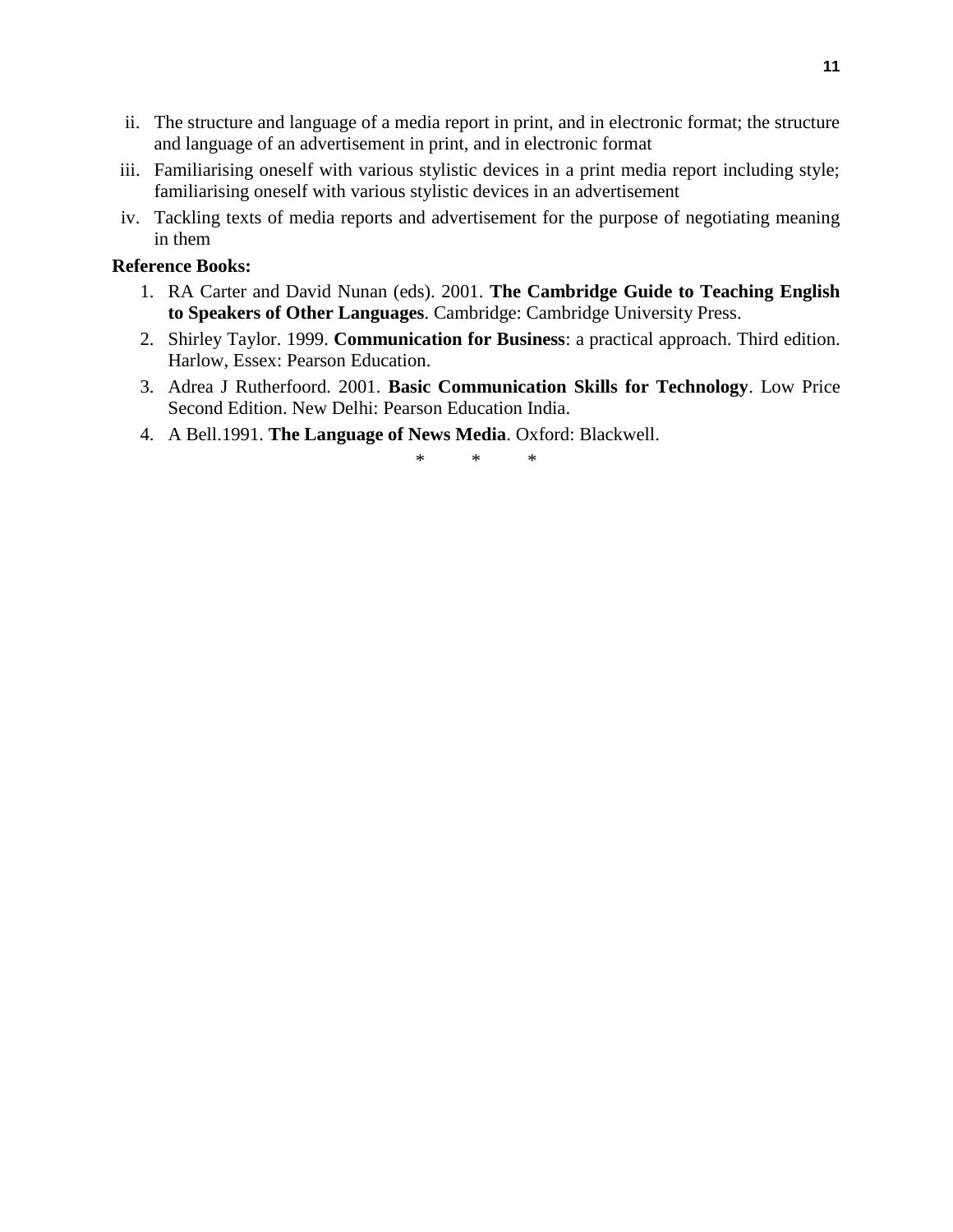ii. The structure and language of a media report in print, and in electronic format; the structure and language of an advertisement in print, and in electronic format
iii. Familiarising oneself with various stylistic devices in a print media report including style; familiarising oneself with various stylistic devices in an advertisement
iv. Tackling texts of media reports and advertisement for the purpose of negotiating meaning in them

**Reference Books:**

1. RA Carter and David Nunan (eds). 2001. **The Cambridge Guide to Teaching English to Speakers of Other Languages**. Cambridge: Cambridge University Press.
2. Shirley Taylor. 1999. **Communication for Business**: a practical approach. Third edition. Harlow, Essex: Pearson Education.
3. Adrea J Rutherfoord. 2001. **Basic Communication Skills for Technology**. Low Price Second Edition. New Delhi: Pearson Education India.
4. A Bell.1991. **The Language of News Media**. Oxford: Blackwell.

\* \* \*